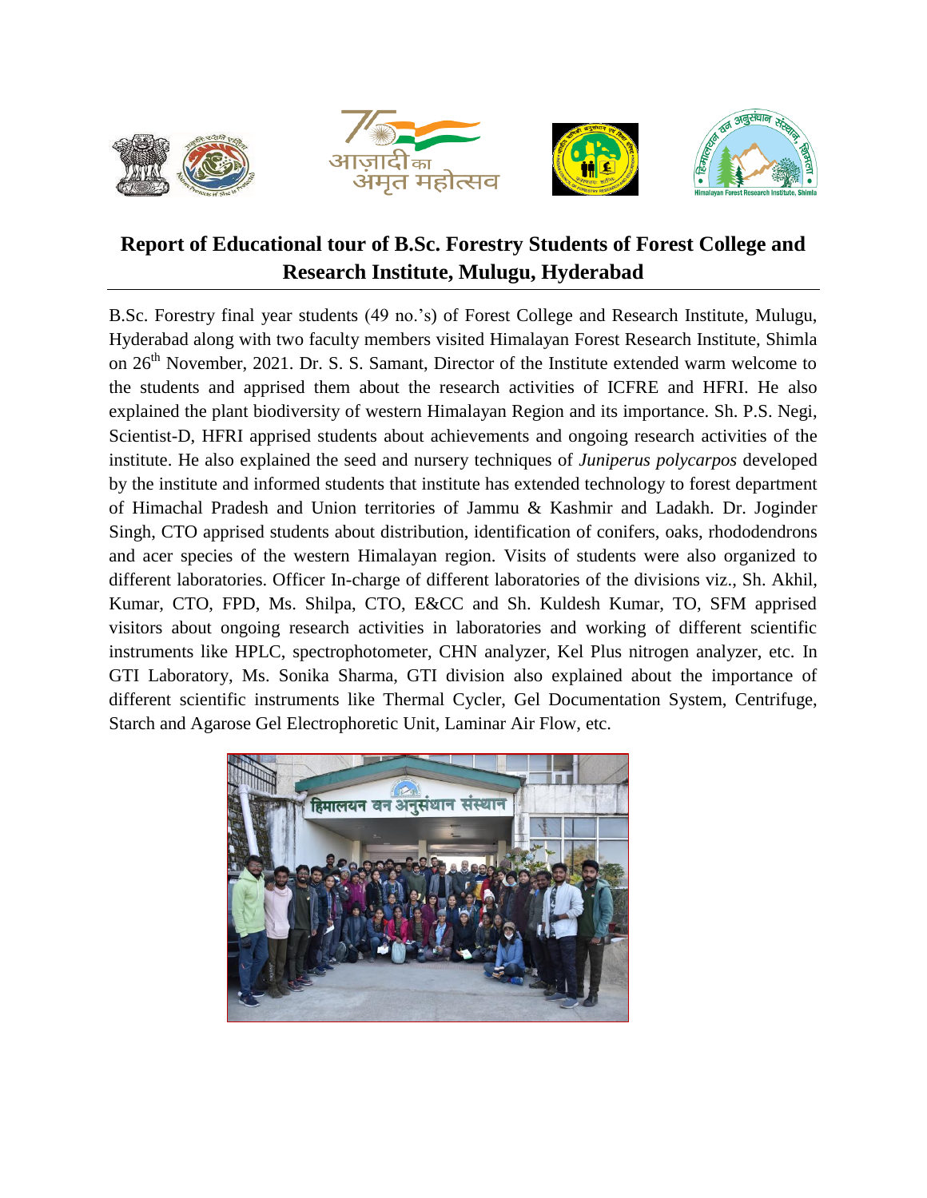# Report of Educational tour of B.Sc. Forestry Students of Forest College and Research Institute, Mulugu, Hyderabad

B.Sc. Forestry final year students (49 no.'s) of Forest College and Research Institute, Mulugu, Hyderabad along with two faculty members visited Himalayan Forest Research Institute, Shimla on 26th November, 2021. Dr. S. S. Samant, Director of the Institute extended warm welcome to the students and apprised them about the research activities of ICFRE and HFRI. He also explained the plant biodiversity of western Himalayan Region and its importance. Sh. P.S. Negi, Scientist-D, HFRI apprised students about achievements and ongoing research activities of the institute. He also explained the seed and nursery techniques of *Juniperus polycarpos* developed by the institute and informed students that institute has extended technology to forest department of Himachal Pradesh and Union territories of Jammu & Kashmir and Ladakh. Dr. Joginder Singh, CTO apprised students about distribution, identification of conifers, oaks, rhododendrons and acer species of the western Himalayan region. Visits of students were also organized to different laboratories. Officer In-charge of different laboratories of the divisions viz., Sh. Akhil, Kumar, CTO, FPD, Ms. Shilpa, CTO, E&CC and Sh. Kuldesh Kumar, TO, SFM apprised visitors about ongoing research activities in laboratories and working of different scientific instruments like HPLC, spectrophotometer, CHN analyzer, Kel Plus nitrogen analyzer, etc. In GTI Laboratory, Ms. Sonika Sharma, GTI division also explained about the importance of different scientific instruments like Thermal Cycler, Gel Documentation System, Centrifuge, Starch and Agarose Gel Electrophoretic Unit, Laminar Air Flow, etc.